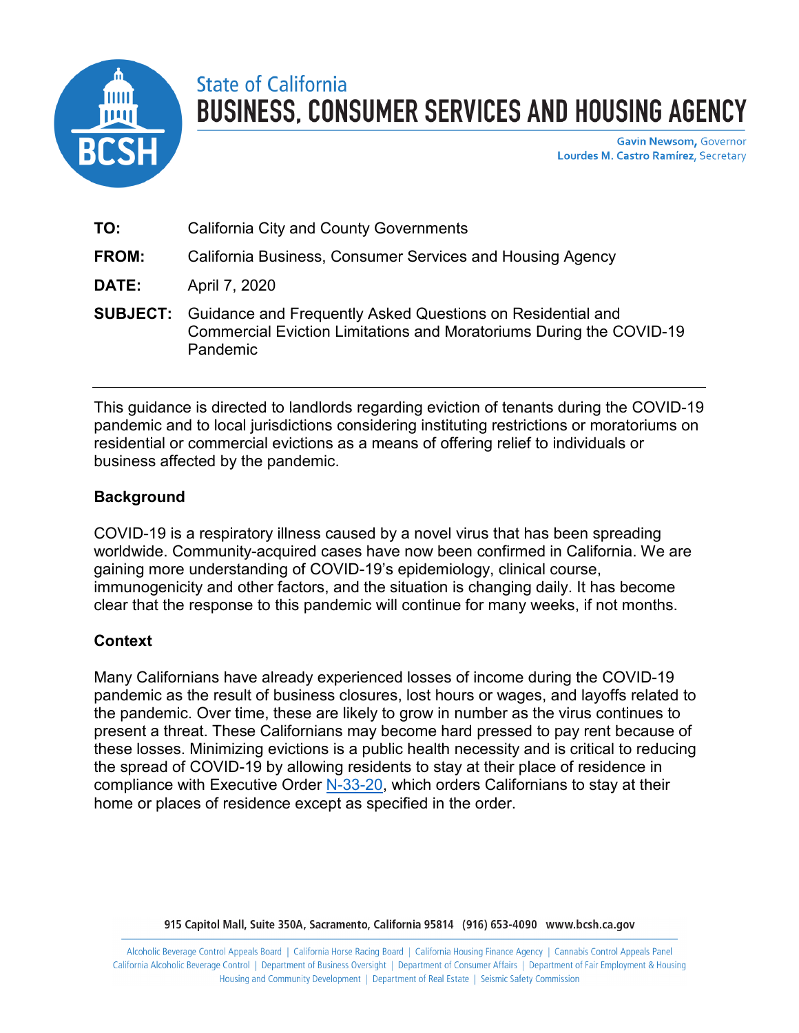State of California
**BUSINESS, CONSUMER SERVICES AND HOUSING AGENCY**

**Gavin Newsom,** Governor
**Lourdes M. Castro Ramírez,** Secretary

**TO:** California City and County Governments

**FROM:** California Business, Consumer Services and Housing Agency

**DATE:** April 7, 2020

**SUBJECT:** Guidance and Frequently Asked Questions on Residential and Commercial Eviction Limitations and Moratoriums During the COVID-19 Pandemic

---

This guidance is directed to landlords regarding eviction of tenants during the COVID-19 pandemic and to local jurisdictions considering instituting restrictions or moratoriums on residential or commercial evictions as a means of offering relief to individuals or business affected by the pandemic.

## Background

COVID-19 is a respiratory illness caused by a novel virus that has been spreading worldwide. Community-acquired cases have now been confirmed in California. We are gaining more understanding of COVID-19's epidemiology, clinical course, immunogenicity and other factors, and the situation is changing daily. It has become clear that the response to this pandemic will continue for many weeks, if not months.

## Context

Many Californians have already experienced losses of income during the COVID-19 pandemic as the result of business closures, lost hours or wages, and layoffs related to the pandemic. Over time, these are likely to grow in number as the virus continues to present a threat. These Californians may become hard pressed to pay rent because of these losses. Minimizing evictions is a public health necessity and is critical to reducing the spread of COVID-19 by allowing residents to stay at their place of residence in compliance with Executive Order N-33-20, which orders Californians to stay at their home or places of residence except as specified in the order.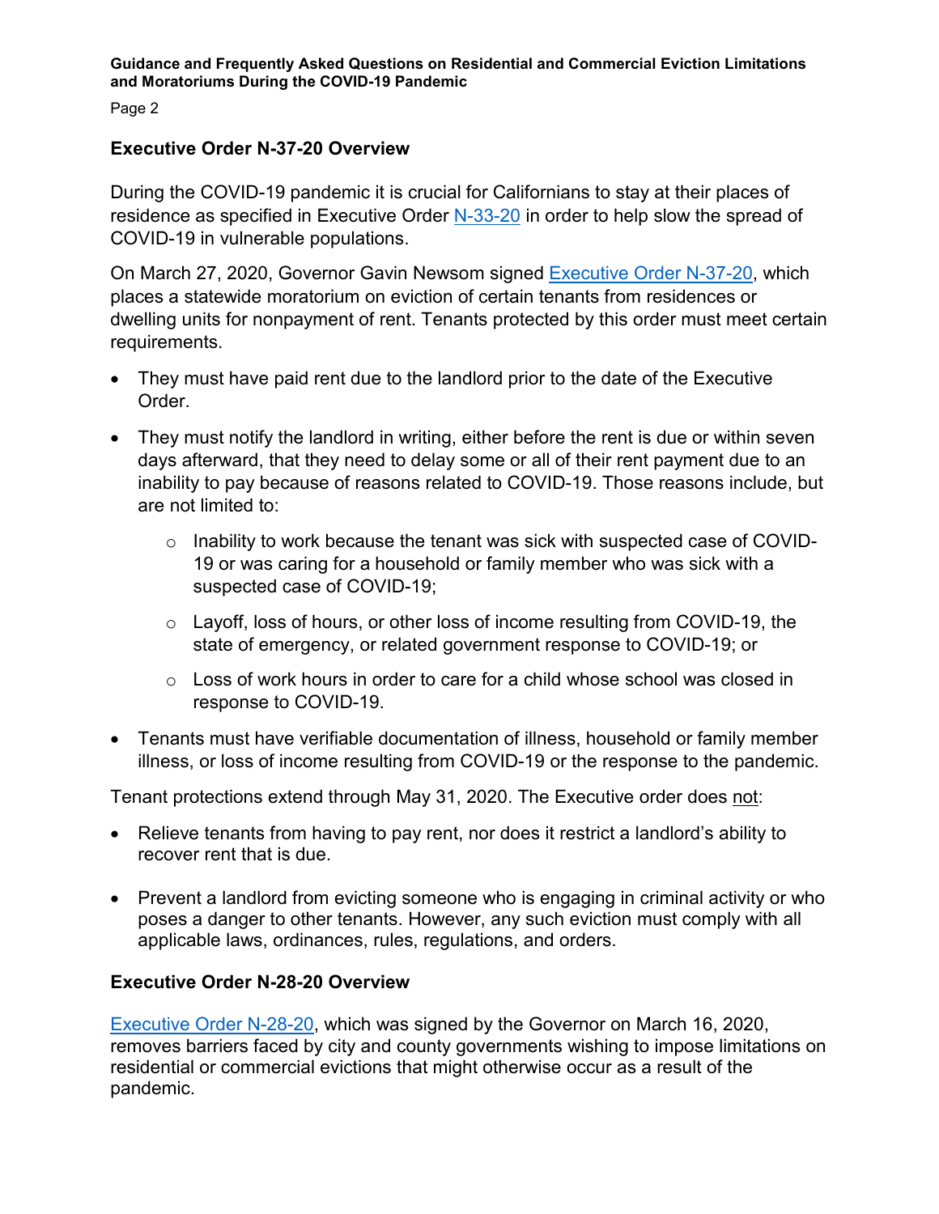## Executive Order N-37-20 Overview

During the COVID-19 pandemic it is crucial for Californians to stay at their places of residence as specified in Executive Order N-33-20 in order to help slow the spread of COVID-19 in vulnerable populations.

On March 27, 2020, Governor Gavin Newsom signed Executive Order N-37-20, which places a statewide moratorium on eviction of certain tenants from residences or dwelling units for nonpayment of rent. Tenants protected by this order must meet certain requirements.

- They must have paid rent due to the landlord prior to the date of the Executive Order.
- They must notify the landlord in writing, either before the rent is due or within seven days afterward, that they need to delay some or all of their rent payment due to an inability to pay because of reasons related to COVID-19. Those reasons include, but are not limited to:
  - Inability to work because the tenant was sick with suspected case of COVID-19 or was caring for a household or family member who was sick with a suspected case of COVID-19;
  - Layoff, loss of hours, or other loss of income resulting from COVID-19, the state of emergency, or related government response to COVID-19; or
  - Loss of work hours in order to care for a child whose school was closed in response to COVID-19.
- Tenants must have verifiable documentation of illness, household or family member illness, or loss of income resulting from COVID-19 or the response to the pandemic.

Tenant protections extend through May 31, 2020. The Executive order does not:

- Relieve tenants from having to pay rent, nor does it restrict a landlord's ability to recover rent that is due.
- Prevent a landlord from evicting someone who is engaging in criminal activity or who poses a danger to other tenants. However, any such eviction must comply with all applicable laws, ordinances, rules, regulations, and orders.

## Executive Order N-28-20 Overview

Executive Order N-28-20, which was signed by the Governor on March 16, 2020, removes barriers faced by city and county governments wishing to impose limitations on residential or commercial evictions that might otherwise occur as a result of the pandemic.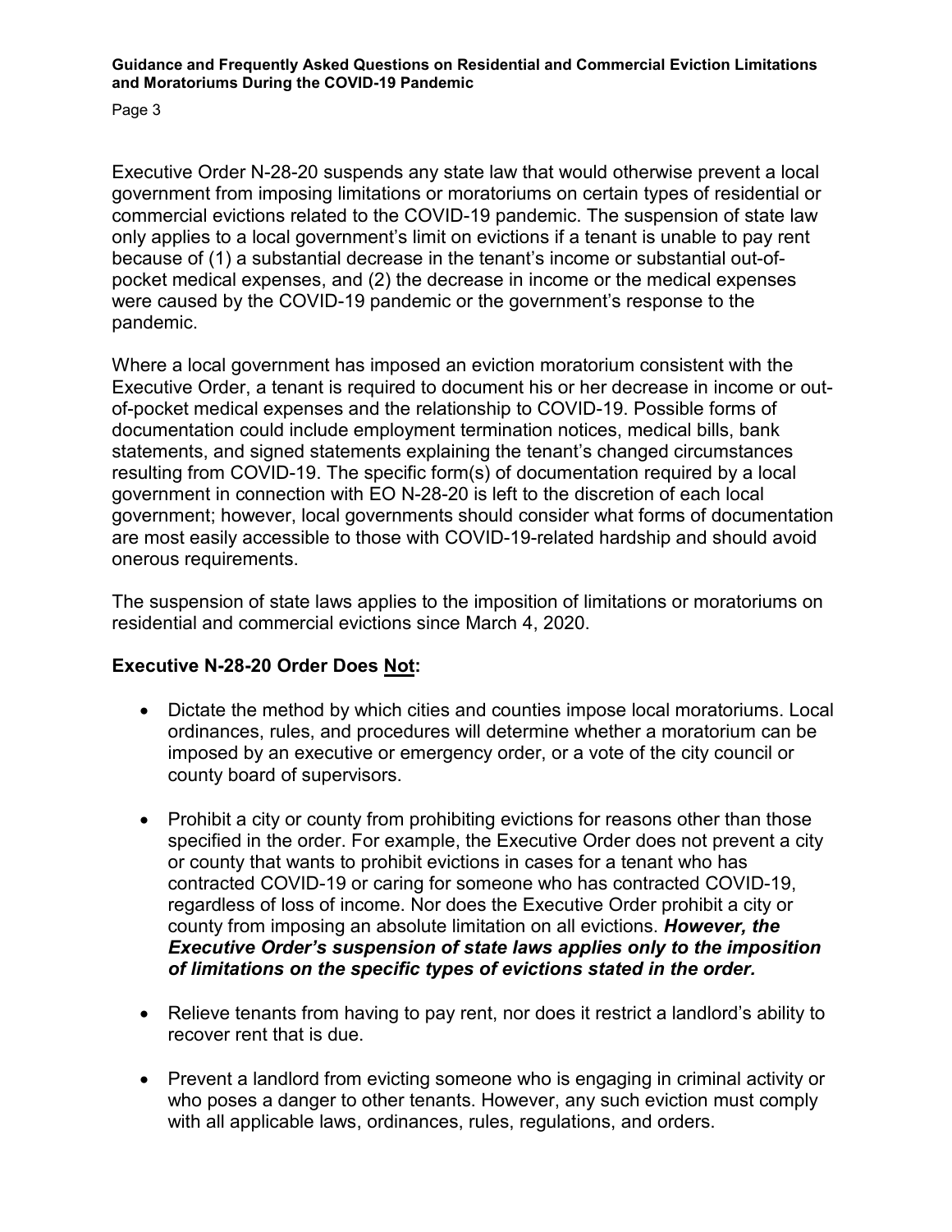Executive Order N-28-20 suspends any state law that would otherwise prevent a local government from imposing limitations or moratoriums on certain types of residential or commercial evictions related to the COVID-19 pandemic. The suspension of state law only applies to a local government's limit on evictions if a tenant is unable to pay rent because of (1) a substantial decrease in the tenant's income or substantial out-of-pocket medical expenses, and (2) the decrease in income or the medical expenses were caused by the COVID-19 pandemic or the government's response to the pandemic.

Where a local government has imposed an eviction moratorium consistent with the Executive Order, a tenant is required to document his or her decrease in income or out-of-pocket medical expenses and the relationship to COVID-19. Possible forms of documentation could include employment termination notices, medical bills, bank statements, and signed statements explaining the tenant's changed circumstances resulting from COVID-19. The specific form(s) of documentation required by a local government in connection with EO N-28-20 is left to the discretion of each local government; however, local governments should consider what forms of documentation are most easily accessible to those with COVID-19-related hardship and should avoid onerous requirements.

The suspension of state laws applies to the imposition of limitations or moratoriums on residential and commercial evictions since March 4, 2020.

**Executive N-28-20 Order Does <u>Not</u>:**

- Dictate the method by which cities and counties impose local moratoriums. Local ordinances, rules, and procedures will determine whether a moratorium can be imposed by an executive or emergency order, or a vote of the city council or county board of supervisors.

- Prohibit a city or county from prohibiting evictions for reasons other than those specified in the order. For example, the Executive Order does not prevent a city or county that wants to prohibit evictions in cases for a tenant who has contracted COVID-19 or caring for someone who has contracted COVID-19, regardless of loss of income. Nor does the Executive Order prohibit a city or county from imposing an absolute limitation on all evictions. ***However, the Executive Order's suspension of state laws applies only to the imposition of limitations on the specific types of evictions stated in the order.***

- Relieve tenants from having to pay rent, nor does it restrict a landlord's ability to recover rent that is due.

- Prevent a landlord from evicting someone who is engaging in criminal activity or who poses a danger to other tenants. However, any such eviction must comply with all applicable laws, ordinances, rules, regulations, and orders.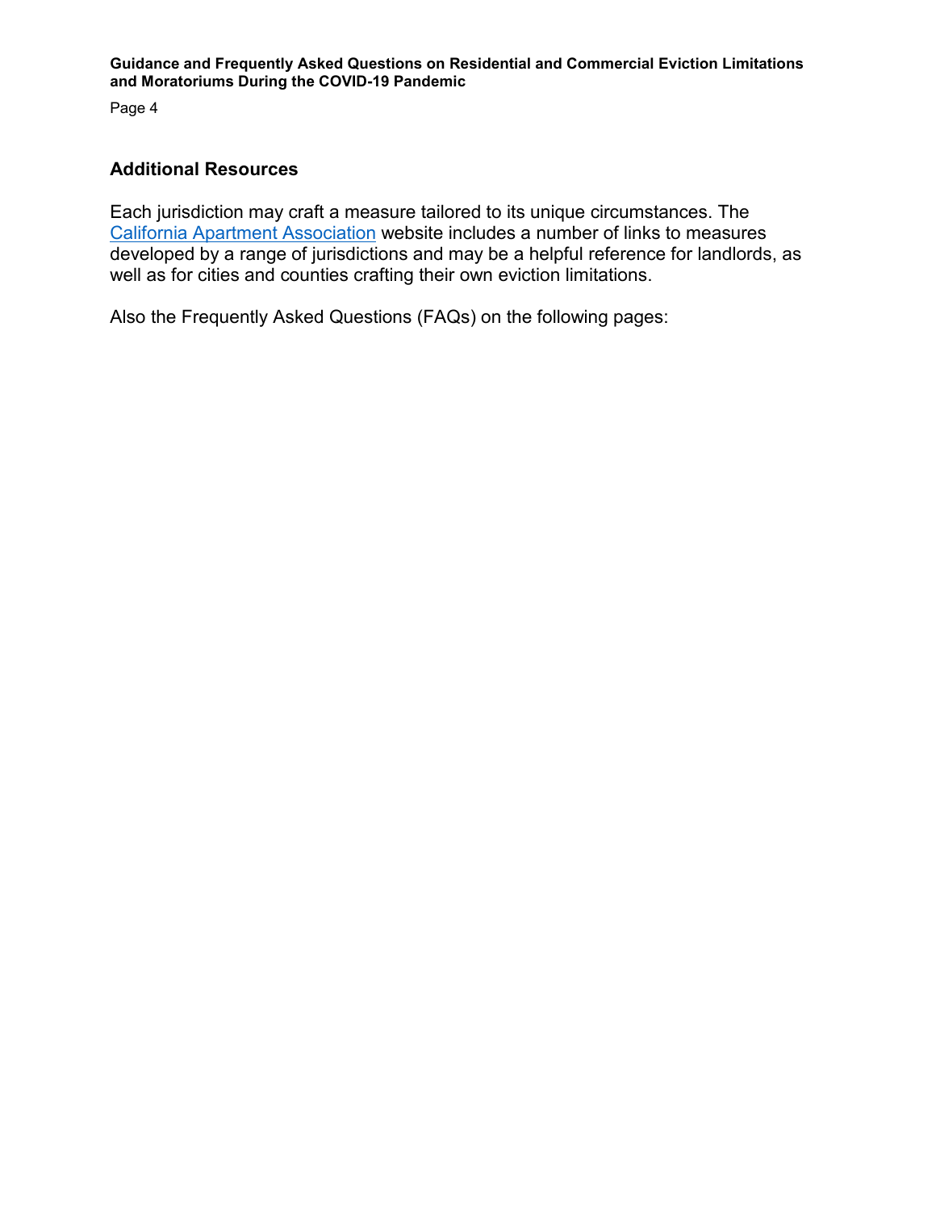## Additional Resources

Each jurisdiction may craft a measure tailored to its unique circumstances. The California Apartment Association website includes a number of links to measures developed by a range of jurisdictions and may be a helpful reference for landlords, as well as for cities and counties crafting their own eviction limitations.

Also the Frequently Asked Questions (FAQs) on the following pages: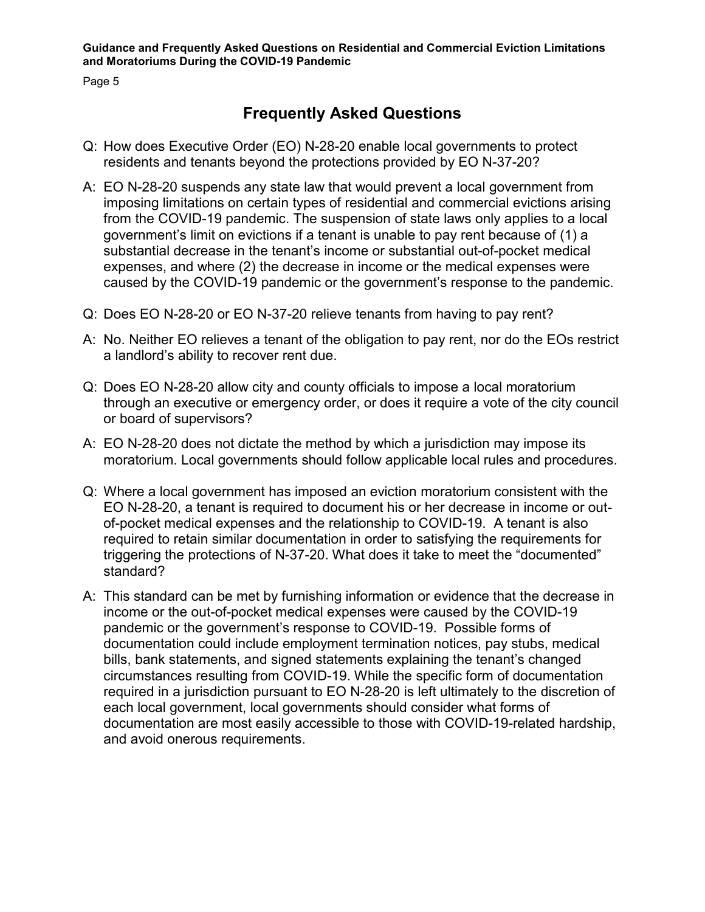## Frequently Asked Questions

Q: How does Executive Order (EO) N-28-20 enable local governments to protect residents and tenants beyond the protections provided by EO N-37-20?

A: EO N-28-20 suspends any state law that would prevent a local government from imposing limitations on certain types of residential and commercial evictions arising from the COVID-19 pandemic. The suspension of state laws only applies to a local government's limit on evictions if a tenant is unable to pay rent because of (1) a substantial decrease in the tenant's income or substantial out-of-pocket medical expenses, and where (2) the decrease in income or the medical expenses were caused by the COVID-19 pandemic or the government's response to the pandemic.

Q: Does EO N-28-20 or EO N-37-20 relieve tenants from having to pay rent?

A: No. Neither EO relieves a tenant of the obligation to pay rent, nor do the EOs restrict a landlord's ability to recover rent due.

Q: Does EO N-28-20 allow city and county officials to impose a local moratorium through an executive or emergency order, or does it require a vote of the city council or board of supervisors?

A: EO N-28-20 does not dictate the method by which a jurisdiction may impose its moratorium. Local governments should follow applicable local rules and procedures.

Q: Where a local government has imposed an eviction moratorium consistent with the EO N-28-20, a tenant is required to document his or her decrease in income or out-of-pocket medical expenses and the relationship to COVID-19. A tenant is also required to retain similar documentation in order to satisfying the requirements for triggering the protections of N-37-20. What does it take to meet the "documented" standard?

A: This standard can be met by furnishing information or evidence that the decrease in income or the out-of-pocket medical expenses were caused by the COVID-19 pandemic or the government's response to COVID-19. Possible forms of documentation could include employment termination notices, pay stubs, medical bills, bank statements, and signed statements explaining the tenant's changed circumstances resulting from COVID-19. While the specific form of documentation required in a jurisdiction pursuant to EO N-28-20 is left ultimately to the discretion of each local government, local governments should consider what forms of documentation are most easily accessible to those with COVID-19-related hardship, and avoid onerous requirements.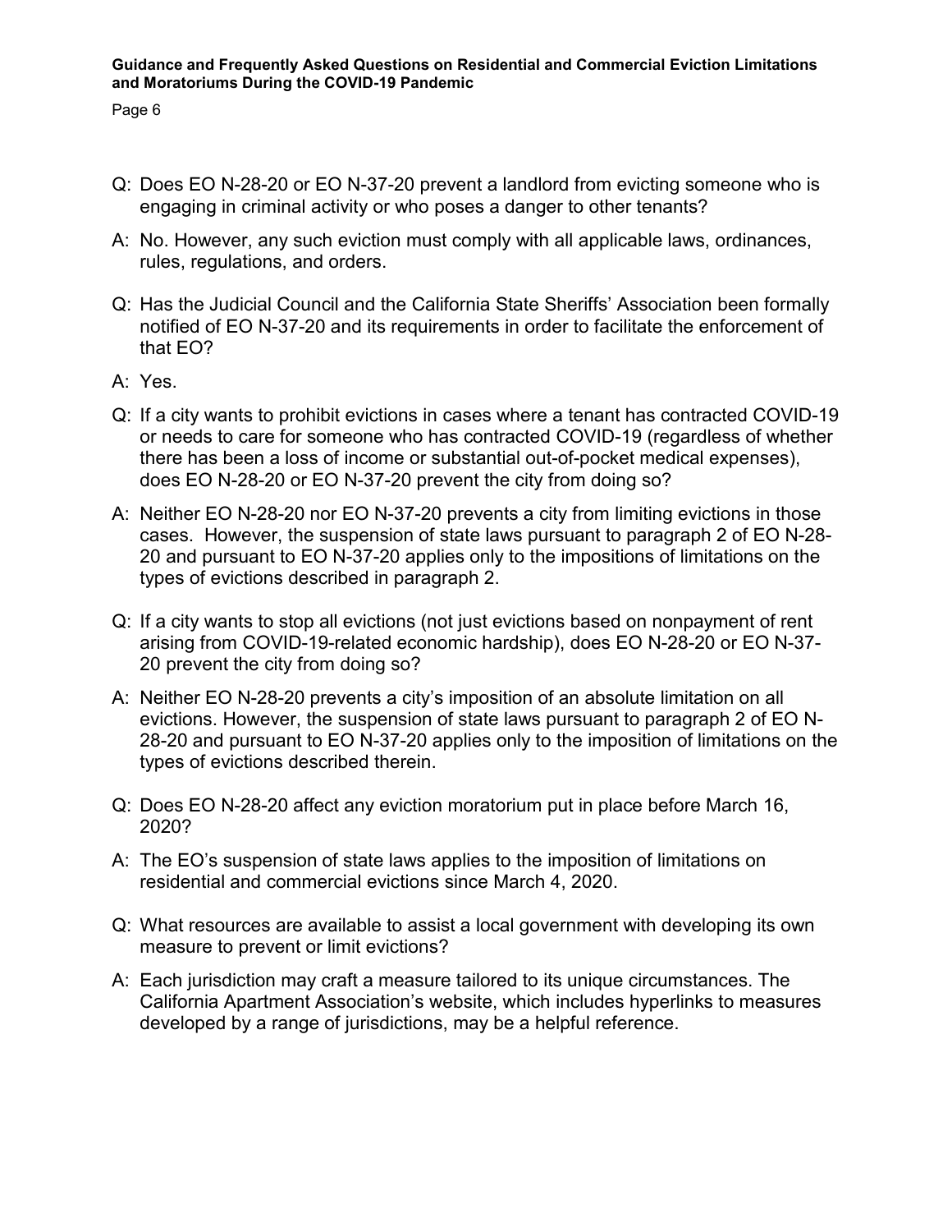Q: Does EO N-28-20 or EO N-37-20 prevent a landlord from evicting someone who is engaging in criminal activity or who poses a danger to other tenants?

A: No. However, any such eviction must comply with all applicable laws, ordinances, rules, regulations, and orders.

Q: Has the Judicial Council and the California State Sheriffs' Association been formally notified of EO N-37-20 and its requirements in order to facilitate the enforcement of that EO?

A: Yes.

Q: If a city wants to prohibit evictions in cases where a tenant has contracted COVID-19 or needs to care for someone who has contracted COVID-19 (regardless of whether there has been a loss of income or substantial out-of-pocket medical expenses), does EO N-28-20 or EO N-37-20 prevent the city from doing so?

A: Neither EO N-28-20 nor EO N-37-20 prevents a city from limiting evictions in those cases. However, the suspension of state laws pursuant to paragraph 2 of EO N-28-20 and pursuant to EO N-37-20 applies only to the impositions of limitations on the types of evictions described in paragraph 2.

Q: If a city wants to stop all evictions (not just evictions based on nonpayment of rent arising from COVID-19-related economic hardship), does EO N-28-20 or EO N-37-20 prevent the city from doing so?

A: Neither EO N-28-20 prevents a city's imposition of an absolute limitation on all evictions. However, the suspension of state laws pursuant to paragraph 2 of EO N-28-20 and pursuant to EO N-37-20 applies only to the imposition of limitations on the types of evictions described therein.

Q: Does EO N-28-20 affect any eviction moratorium put in place before March 16, 2020?

A: The EO's suspension of state laws applies to the imposition of limitations on residential and commercial evictions since March 4, 2020.

Q: What resources are available to assist a local government with developing its own measure to prevent or limit evictions?

A: Each jurisdiction may craft a measure tailored to its unique circumstances. The California Apartment Association's website, which includes hyperlinks to measures developed by a range of jurisdictions, may be a helpful reference.